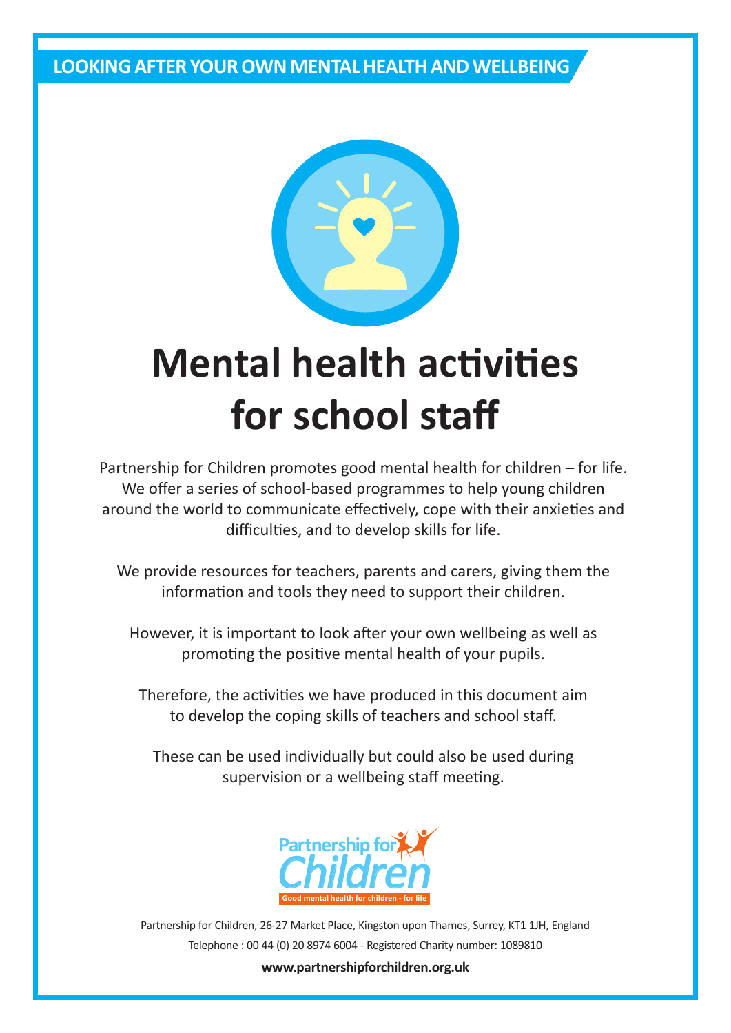LOOKING AFTER YOUR OWN MENTAL HEALTH AND WELLBEING

# Mental health activities for school staff

Partnership for Children promotes good mental health for children – for life. We offer a series of school-based programmes to help young children around the world to communicate effectively, cope with their anxieties and difficulties, and to develop skills for life.

We provide resources for teachers, parents and carers, giving them the information and tools they need to support their children.

However, it is important to look after your own wellbeing as well as promoting the positive mental health of your pupils.

Therefore, the activities we have produced in this document aim to develop the coping skills of teachers and school staff.

These can be used individually but could also be used during supervision or a wellbeing staff meeting.

Partnership for Children
Good mental health for children - for life

Partnership for Children, 26-27 Market Place, Kingston upon Thames, Surrey, KT1 1JH, England
Telephone : 00 44 (0) 20 8974 6004 - Registered Charity number: 1089810

**www.partnershipforchildren.org.uk**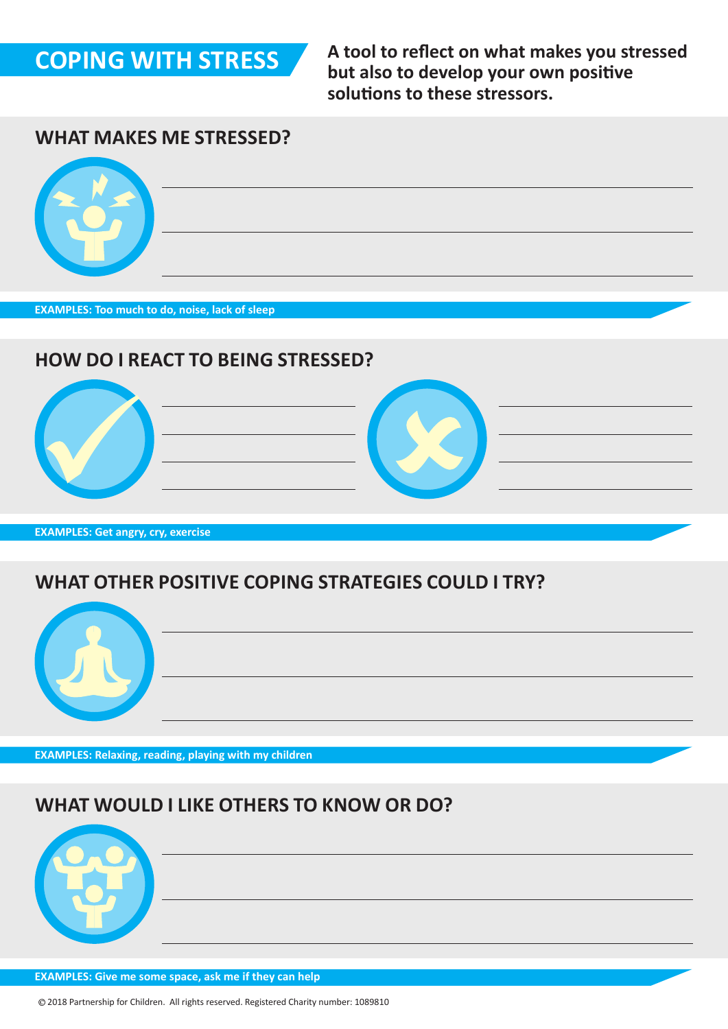# COPING WITH STRESS

**A tool to reflect on what makes you stressed but also to develop your own positive solutions to these stressors.**

## WHAT MAKES ME STRESSED?

**EXAMPLES: Too much to do, noise, lack of sleep**

## HOW DO I REACT TO BEING STRESSED?

**EXAMPLES: Get angry, cry, exercise**

## WHAT OTHER POSITIVE COPING STRATEGIES COULD I TRY?

**EXAMPLES: Relaxing, reading, playing with my children**

## WHAT WOULD I LIKE OTHERS TO KNOW OR DO?

**EXAMPLES: Give me some space, ask me if they can help**

© 2018 Partnership for Children. All rights reserved. Registered Charity number: 1089810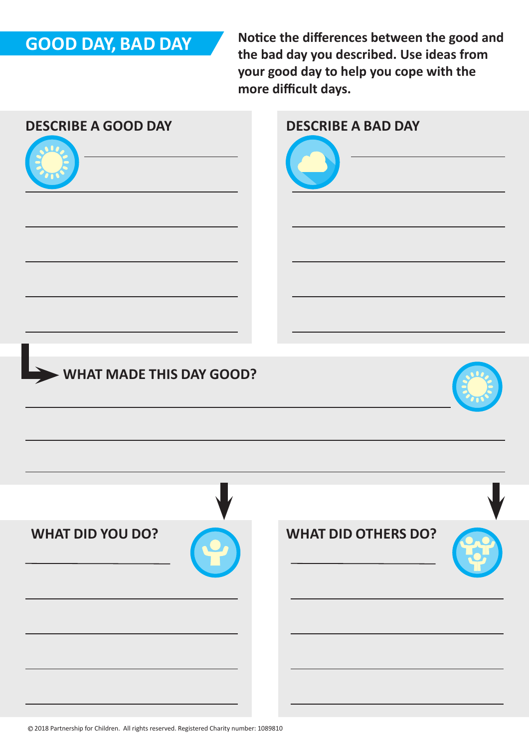# GOOD DAY, BAD DAY

**Notice the differences between the good and the bad day you described. Use ideas from your good day to help you cope with the more difficult days.**

## DESCRIBE A GOOD DAY

## DESCRIBE A BAD DAY

## WHAT MADE THIS DAY GOOD?

## WHAT DID YOU DO?

## WHAT DID OTHERS DO?

© 2018 Partnership for Children. All rights reserved. Registered Charity number: 1089810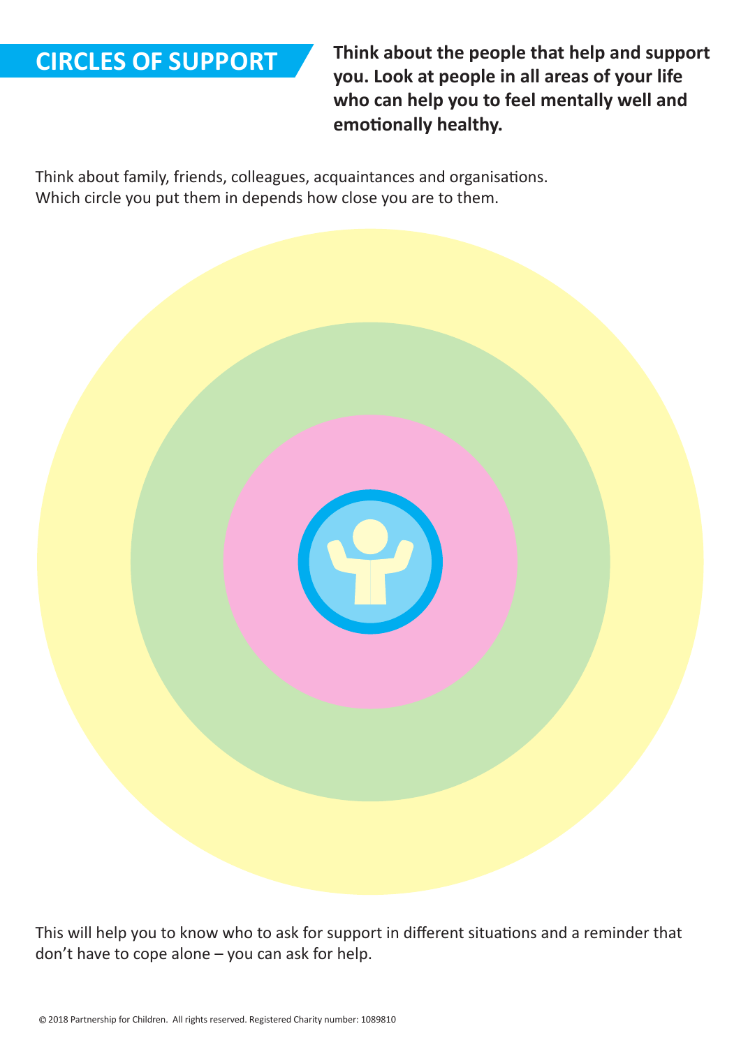# CIRCLES OF SUPPORT

**Think about the people that help and support you. Look at people in all areas of your life who can help you to feel mentally well and emotionally healthy.**

Think about family, friends, colleagues, acquaintances and organisations. Which circle you put them in depends how close you are to them.

This will help you to know who to ask for support in different situations and a reminder that don't have to cope alone – you can ask for help.

© 2018 Partnership for Children. All rights reserved. Registered Charity number: 1089810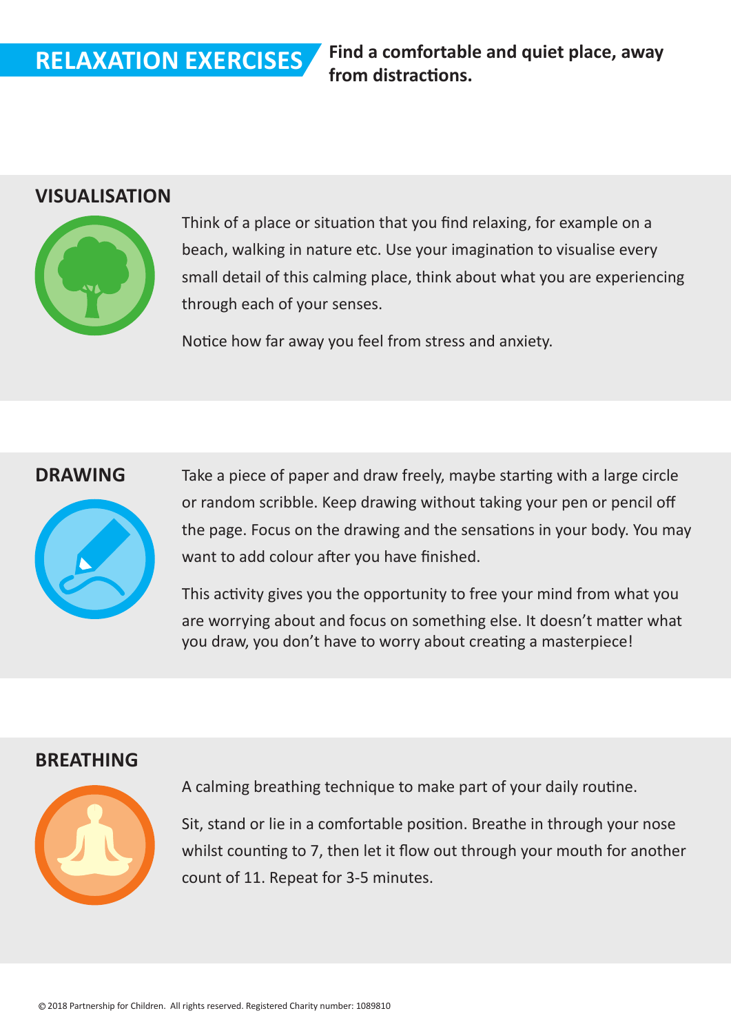# RELAXATION EXERCISES

**Find a comfortable and quiet place, away from distractions.**

## VISUALISATION

Think of a place or situation that you find relaxing, for example on a beach, walking in nature etc. Use your imagination to visualise every small detail of this calming place, think about what you are experiencing through each of your senses.

Notice how far away you feel from stress and anxiety.

## DRAWING

Take a piece of paper and draw freely, maybe starting with a large circle or random scribble. Keep drawing without taking your pen or pencil off the page. Focus on the drawing and the sensations in your body. You may want to add colour after you have finished.

This activity gives you the opportunity to free your mind from what you are worrying about and focus on something else. It doesn't matter what you draw, you don't have to worry about creating a masterpiece!

## BREATHING

A calming breathing technique to make part of your daily routine.

Sit, stand or lie in a comfortable position. Breathe in through your nose whilst counting to 7, then let it flow out through your mouth for another count of 11. Repeat for 3-5 minutes.

© 2018 Partnership for Children. All rights reserved. Registered Charity number: 1089810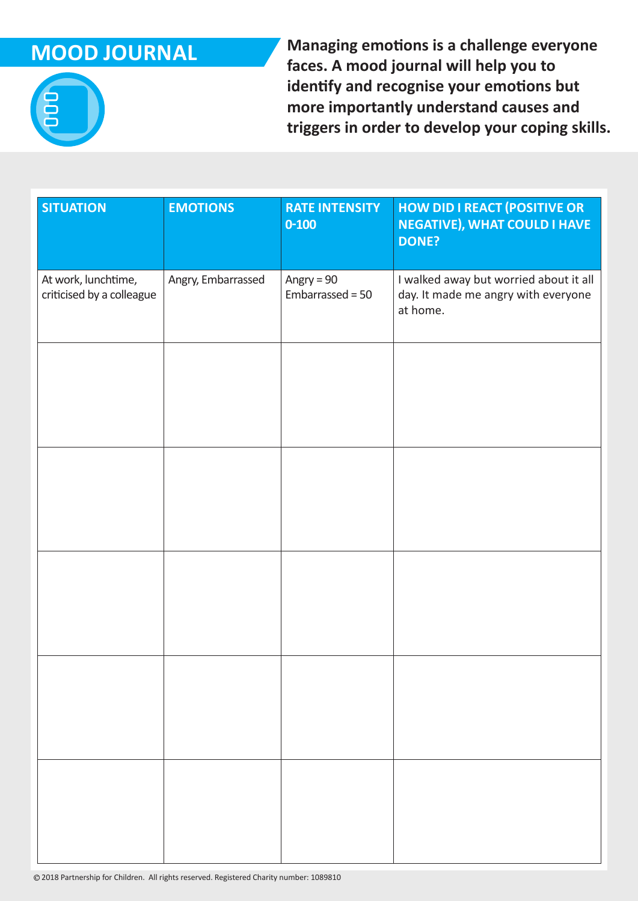# MOOD JOURNAL

**Managing emotions is a challenge everyone faces. A mood journal will help you to identify and recognise your emotions but more importantly understand causes and triggers in order to develop your coping skills.**

| SITUATION | EMOTIONS | RATE INTENSITY 0-100 | HOW DID I REACT (POSITIVE OR NEGATIVE), WHAT COULD I HAVE DONE? |
|---|---|---|---|
| At work, lunchtime, criticised by a colleague | Angry, Embarrassed | Angry = 90<br>Embarrassed = 50 | I walked away but worried about it all day. It made me angry with everyone at home. |
| | | | |
| | | | |
| | | | |
| | | | |
| | | | |

© 2018 Partnership for Children. All rights reserved. Registered Charity number: 1089810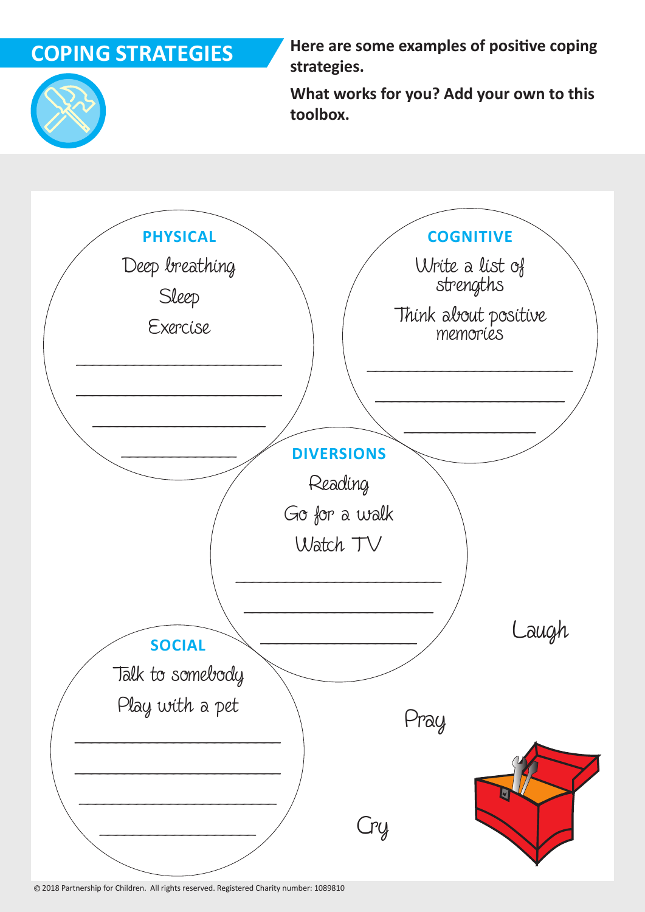# COPING STRATEGIES

**Here are some examples of positive coping strategies.**

**What works for you? Add your own to this toolbox.**

### PHYSICAL

Deep breathing

Sleep

Exercise

\_\_\_\_\_\_\_\_\_\_\_\_\_\_\_\_\_\_\_\_\_\_\_\_

\_\_\_\_\_\_\_\_\_\_\_\_\_\_\_\_\_\_\_\_\_\_\_\_

\_\_\_\_\_\_\_\_\_\_\_\_\_\_\_\_\_\_\_\_

\_\_\_\_\_\_\_\_\_\_\_\_\_\_

### COGNITIVE

Write a list of strengths

Think about positive memories

\_\_\_\_\_\_\_\_\_\_\_\_\_\_\_\_\_\_\_\_\_\_\_\_

\_\_\_\_\_\_\_\_\_\_\_\_\_\_\_\_\_\_\_\_\_\_

\_\_\_\_\_\_\_\_\_\_\_\_\_\_

### DIVERSIONS

Reading

Go for a walk

Watch TV

\_\_\_\_\_\_\_\_\_\_\_\_\_\_\_\_\_\_\_\_\_\_\_\_

\_\_\_\_\_\_\_\_\_\_\_\_\_\_\_\_\_\_\_\_\_\_

\_\_\_\_\_\_\_\_\_\_\_\_\_\_\_\_\_\_

### SOCIAL

Talk to somebody

Play with a pet

\_\_\_\_\_\_\_\_\_\_\_\_\_\_\_\_\_\_\_\_\_\_\_\_

\_\_\_\_\_\_\_\_\_\_\_\_\_\_\_\_\_\_\_\_\_\_\_\_

\_\_\_\_\_\_\_\_\_\_\_\_\_\_\_\_\_\_\_\_\_\_

\_\_\_\_\_\_\_\_\_\_\_\_\_\_\_\_\_\_

Laugh

Pray

Cry

© 2018 Partnership for Children. All rights reserved. Registered Charity number: 1089810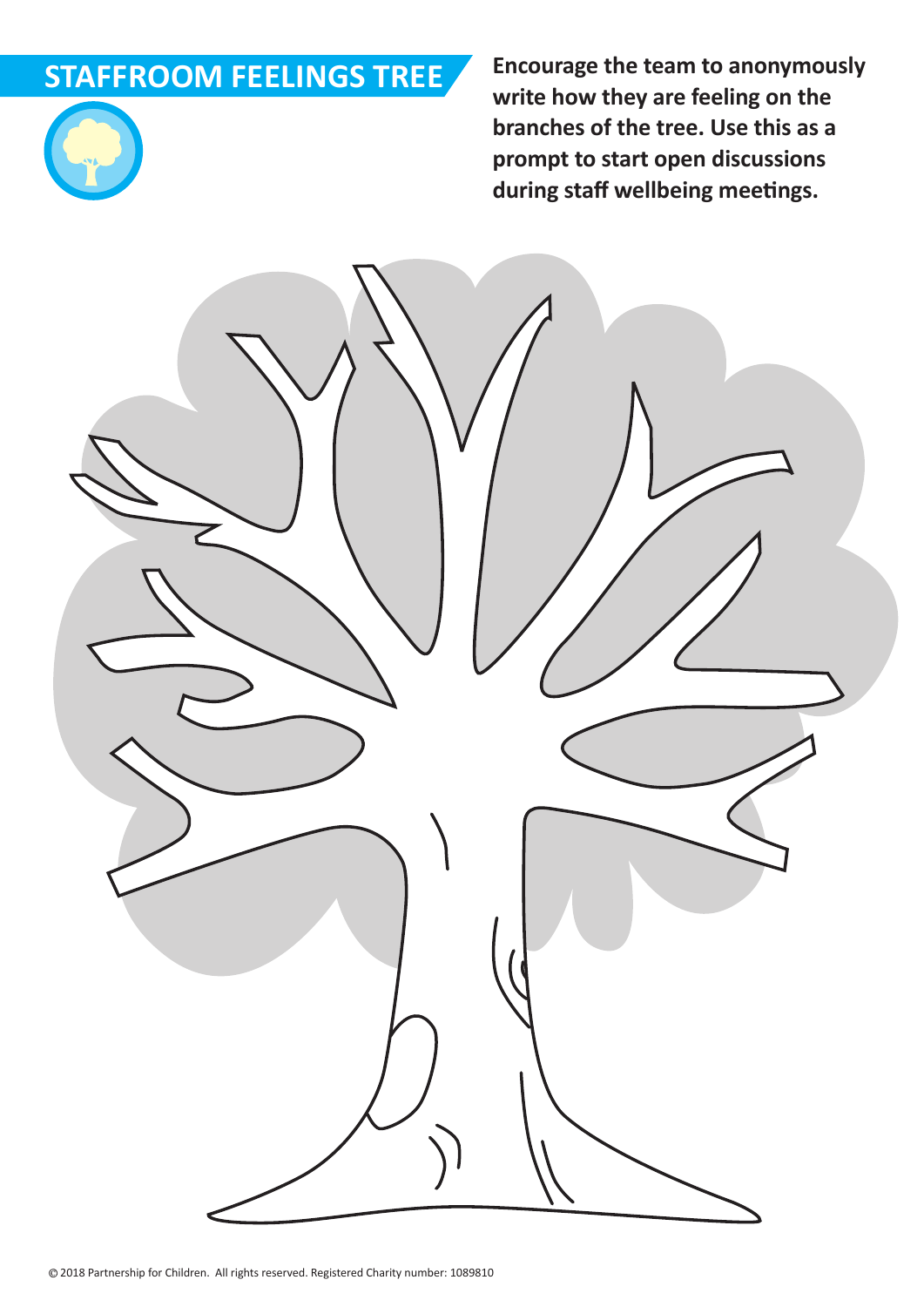# STAFFROOM FEELINGS TREE

**Encourage the team to anonymously write how they are feeling on the branches of the tree. Use this as a prompt to start open discussions during staff wellbeing meetings.**

© 2018 Partnership for Children. All rights reserved. Registered Charity number: 1089810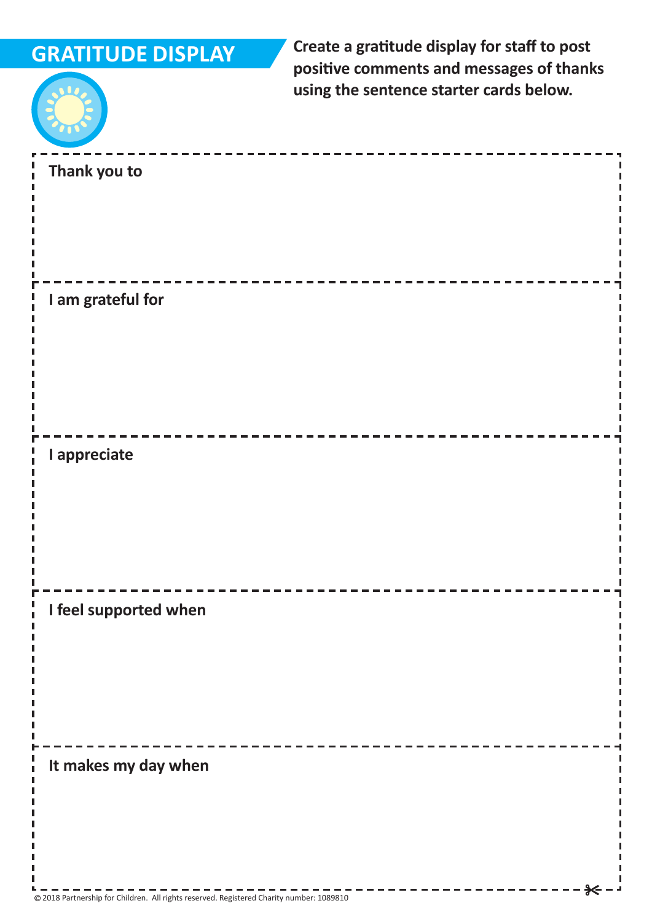# GRATITUDE DISPLAY

**Create a gratitude display for staff to post positive comments and messages of thanks using the sentence starter cards below.**

**Thank you to**

**I am grateful for**

**I appreciate**

**I feel supported when**

**It makes my day when**

© 2018 Partnership for Children. All rights reserved. Registered Charity number: 1089810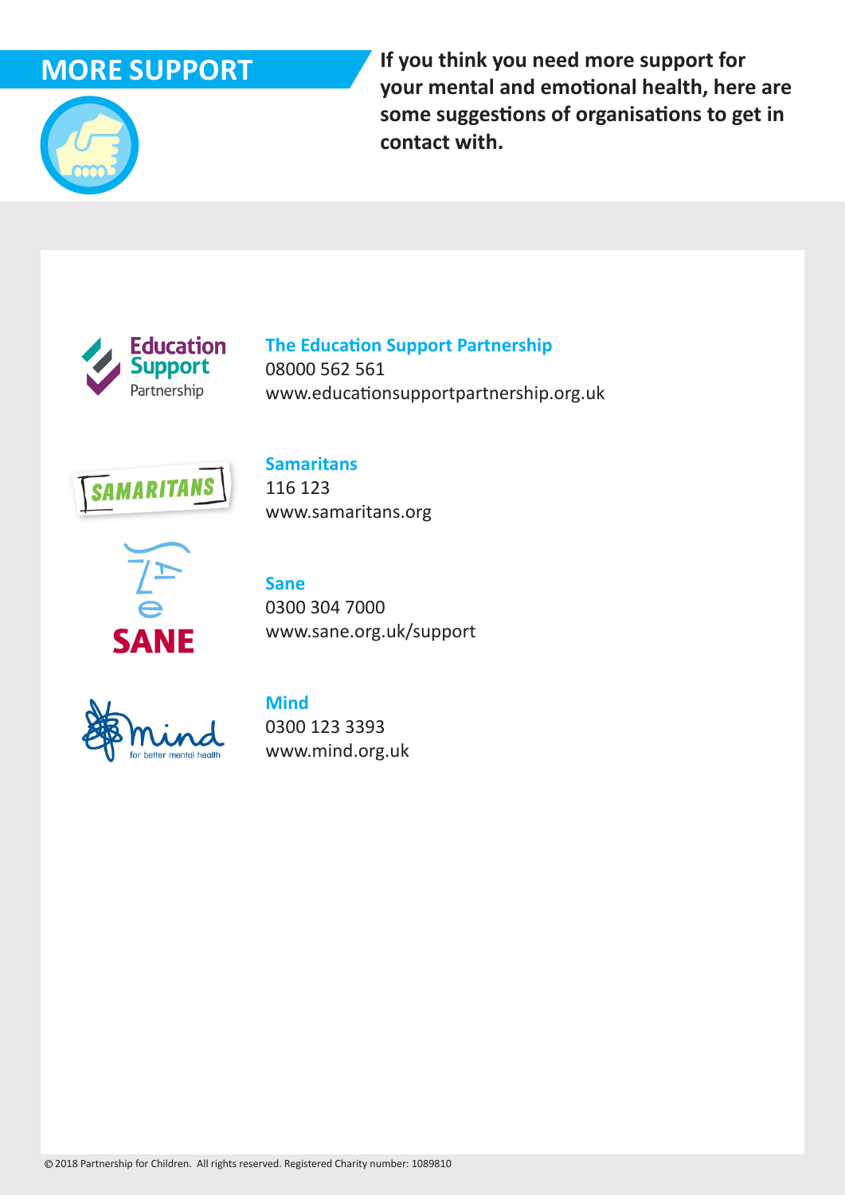# MORE SUPPORT

**If you think you need more support for your mental and emotional health, here are some suggestions of organisations to get in contact with.**

**The Education Support Partnership**
08000 562 561
www.educationsupportpartnership.org.uk

**Samaritans**
116 123
www.samaritans.org

**Sane**
0300 304 7000
www.sane.org.uk/support

**Mind**
0300 123 3393
www.mind.org.uk

© 2018 Partnership for Children. All rights reserved. Registered Charity number: 1089810